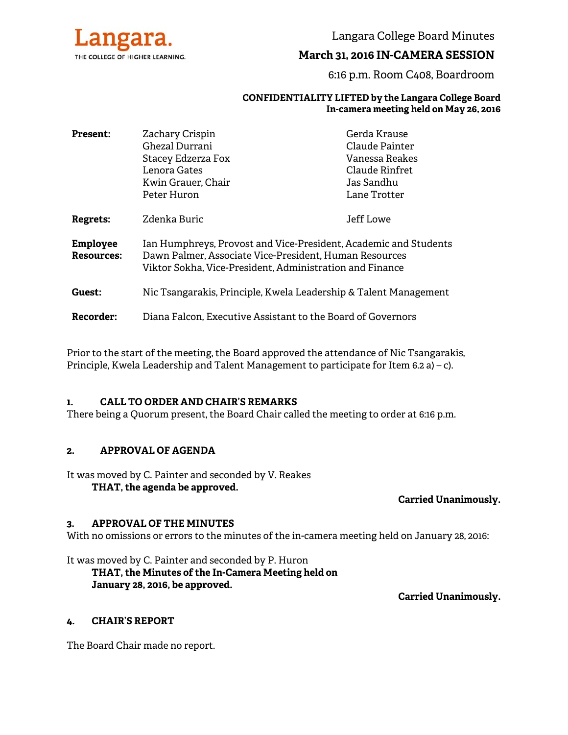Langara. THE COLLEGE OF HIGHER LEARNING.

# Langara College Board Minutes

## March 31, 2016 IN-CAMERA SESSION

6:16 p.m. Room C408, Boardroom

**CONFIDENTIALITY LIFTED by the Langara College Board In-camera meeting held on May 26, 2016**

| | | |
|---|---|---|
| **Present:** | Zachary Crispin | Gerda Krause |
| | Ghezal Durrani | Claude Painter |
| | Stacey Edzerza Fox | Vanessa Reakes |
| | Lenora Gates | Claude Rinfret |
| | Kwin Grauer, Chair | Jas Sandhu |
| | Peter Huron | Lane Trotter |
| **Regrets:** | Zdenka Buric | Jeff Lowe |

**Employee Resources:** Ian Humphreys, Provost and Vice-President, Academic and Students
Dawn Palmer, Associate Vice-President, Human Resources
Viktor Sokha, Vice-President, Administration and Finance

**Guest:** Nic Tsangarakis, Principle, Kwela Leadership & Talent Management

**Recorder:** Diana Falcon, Executive Assistant to the Board of Governors

Prior to the start of the meeting, the Board approved the attendance of Nic Tsangarakis, Principle, Kwela Leadership and Talent Management to participate for Item 6.2 a) – c).

### 1. CALL TO ORDER AND CHAIR'S REMARKS

There being a Quorum present, the Board Chair called the meeting to order at 6:16 p.m.

### 2. APPROVAL OF AGENDA

It was moved by C. Painter and seconded by V. Reakes
**THAT, the agenda be approved.**

**Carried Unanimously.**

### 3. APPROVAL OF THE MINUTES

With no omissions or errors to the minutes of the in-camera meeting held on January 28, 2016:

It was moved by C. Painter and seconded by P. Huron
**THAT, the Minutes of the In-Camera Meeting held on January 28, 2016, be approved.**

**Carried Unanimously.**

### 4. CHAIR'S REPORT

The Board Chair made no report.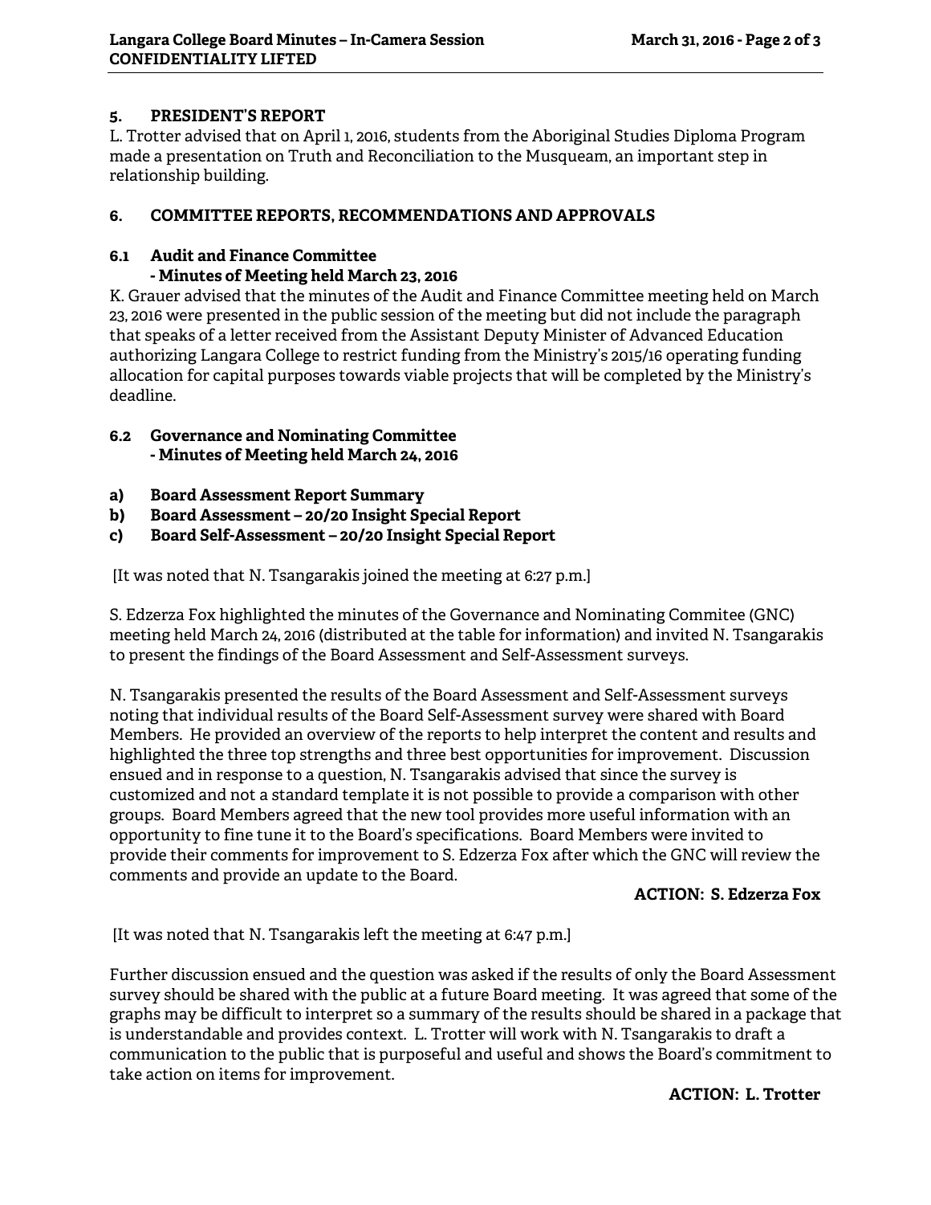## 5. PRESIDENT'S REPORT

L. Trotter advised that on April 1, 2016, students from the Aboriginal Studies Diploma Program made a presentation on Truth and Reconciliation to the Musqueam, an important step in relationship building.

## 6. COMMITTEE REPORTS, RECOMMENDATIONS AND APPROVALS

### 6.1 Audit and Finance Committee
### - Minutes of Meeting held March 23, 2016

K. Grauer advised that the minutes of the Audit and Finance Committee meeting held on March 23, 2016 were presented in the public session of the meeting but did not include the paragraph that speaks of a letter received from the Assistant Deputy Minister of Advanced Education authorizing Langara College to restrict funding from the Ministry's 2015/16 operating funding allocation for capital purposes towards viable projects that will be completed by the Ministry's deadline.

### 6.2 Governance and Nominating Committee
### - Minutes of Meeting held March 24, 2016

**a) Board Assessment Report Summary**
**b) Board Assessment – 20/20 Insight Special Report**
**c) Board Self-Assessment – 20/20 Insight Special Report**

[It was noted that N. Tsangarakis joined the meeting at 6:27 p.m.]

S. Edzerza Fox highlighted the minutes of the Governance and Nominating Commitee (GNC) meeting held March 24, 2016 (distributed at the table for information) and invited N. Tsangarakis to present the findings of the Board Assessment and Self-Assessment surveys.

N. Tsangarakis presented the results of the Board Assessment and Self-Assessment surveys noting that individual results of the Board Self-Assessment survey were shared with Board Members. He provided an overview of the reports to help interpret the content and results and highlighted the three top strengths and three best opportunities for improvement. Discussion ensued and in response to a question, N. Tsangarakis advised that since the survey is customized and not a standard template it is not possible to provide a comparison with other groups. Board Members agreed that the new tool provides more useful information with an opportunity to fine tune it to the Board's specifications. Board Members were invited to provide their comments for improvement to S. Edzerza Fox after which the GNC will review the comments and provide an update to the Board.

**ACTION: S. Edzerza Fox**

[It was noted that N. Tsangarakis left the meeting at 6:47 p.m.]

Further discussion ensued and the question was asked if the results of only the Board Assessment survey should be shared with the public at a future Board meeting. It was agreed that some of the graphs may be difficult to interpret so a summary of the results should be shared in a package that is understandable and provides context. L. Trotter will work with N. Tsangarakis to draft a communication to the public that is purposeful and useful and shows the Board's commitment to take action on items for improvement.

**ACTION: L. Trotter**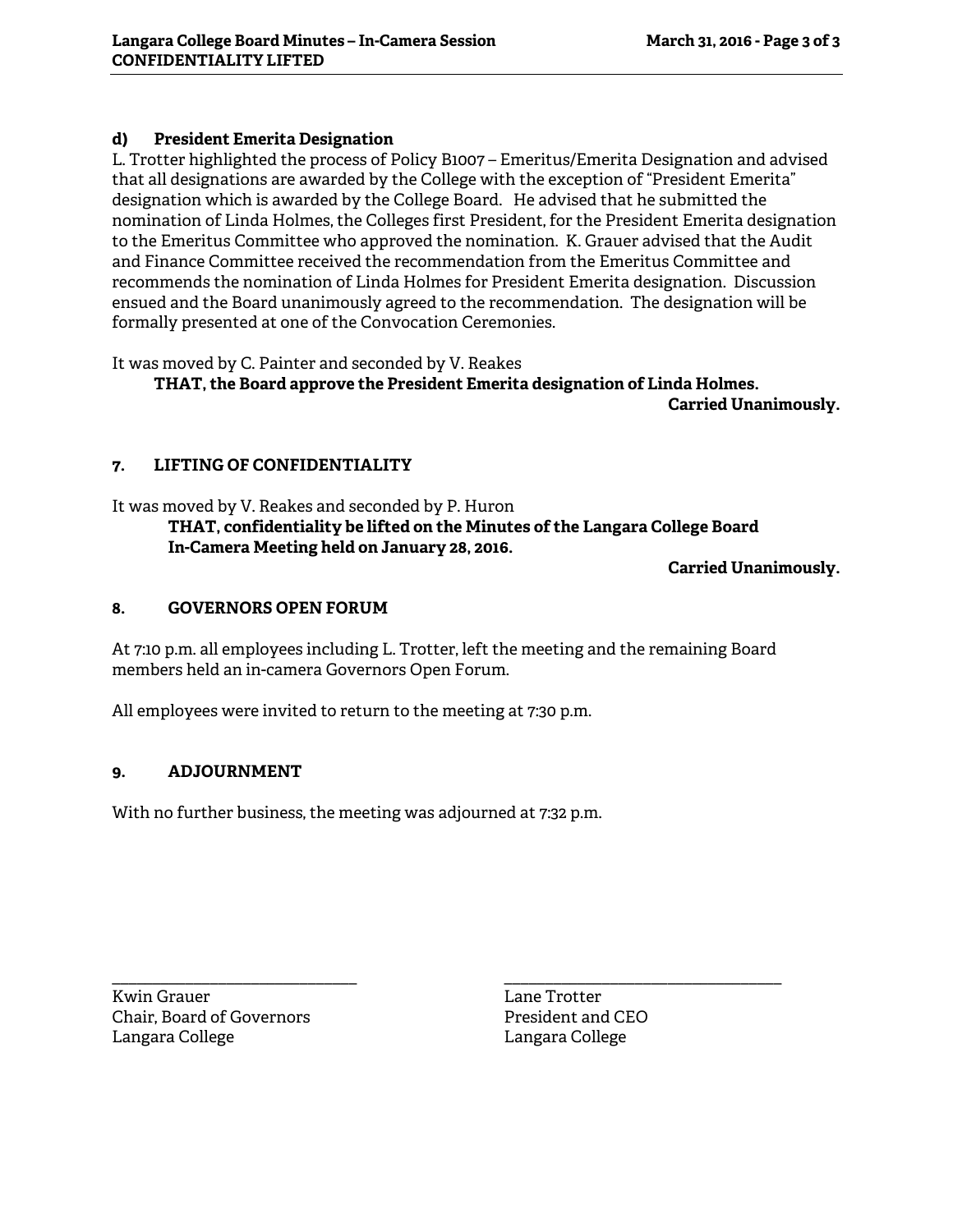**d) President Emerita Designation**

L. Trotter highlighted the process of Policy B1007 – Emeritus/Emerita Designation and advised that all designations are awarded by the College with the exception of "President Emerita" designation which is awarded by the College Board. He advised that he submitted the nomination of Linda Holmes, the Colleges first President, for the President Emerita designation to the Emeritus Committee who approved the nomination. K. Grauer advised that the Audit and Finance Committee received the recommendation from the Emeritus Committee and recommends the nomination of Linda Holmes for President Emerita designation. Discussion ensued and the Board unanimously agreed to the recommendation. The designation will be formally presented at one of the Convocation Ceremonies.

It was moved by C. Painter and seconded by V. Reakes

> **THAT, the Board approve the President Emerita designation of Linda Holmes.**
>
> **Carried Unanimously.**

## 7. LIFTING OF CONFIDENTIALITY

It was moved by V. Reakes and seconded by P. Huron

> **THAT, confidentiality be lifted on the Minutes of the Langara College Board In-Camera Meeting held on January 28, 2016.**
>
> **Carried Unanimously.**

## 8. GOVERNORS OPEN FORUM

At 7:10 p.m. all employees including L. Trotter, left the meeting and the remaining Board members held an in-camera Governors Open Forum.

All employees were invited to return to the meeting at 7:30 p.m.

## 9. ADJOURNMENT

With no further business, the meeting was adjourned at 7:32 p.m.

\_\_\_\_\_\_\_\_\_\_\_\_\_\_\_\_\_\_\_\_\_\_\_\_\_\_\_\_\_\_
Kwin Grauer
Chair, Board of Governors
Langara College

\_\_\_\_\_\_\_\_\_\_\_\_\_\_\_\_\_\_\_\_\_\_\_\_\_\_\_\_\_\_
Lane Trotter
President and CEO
Langara College